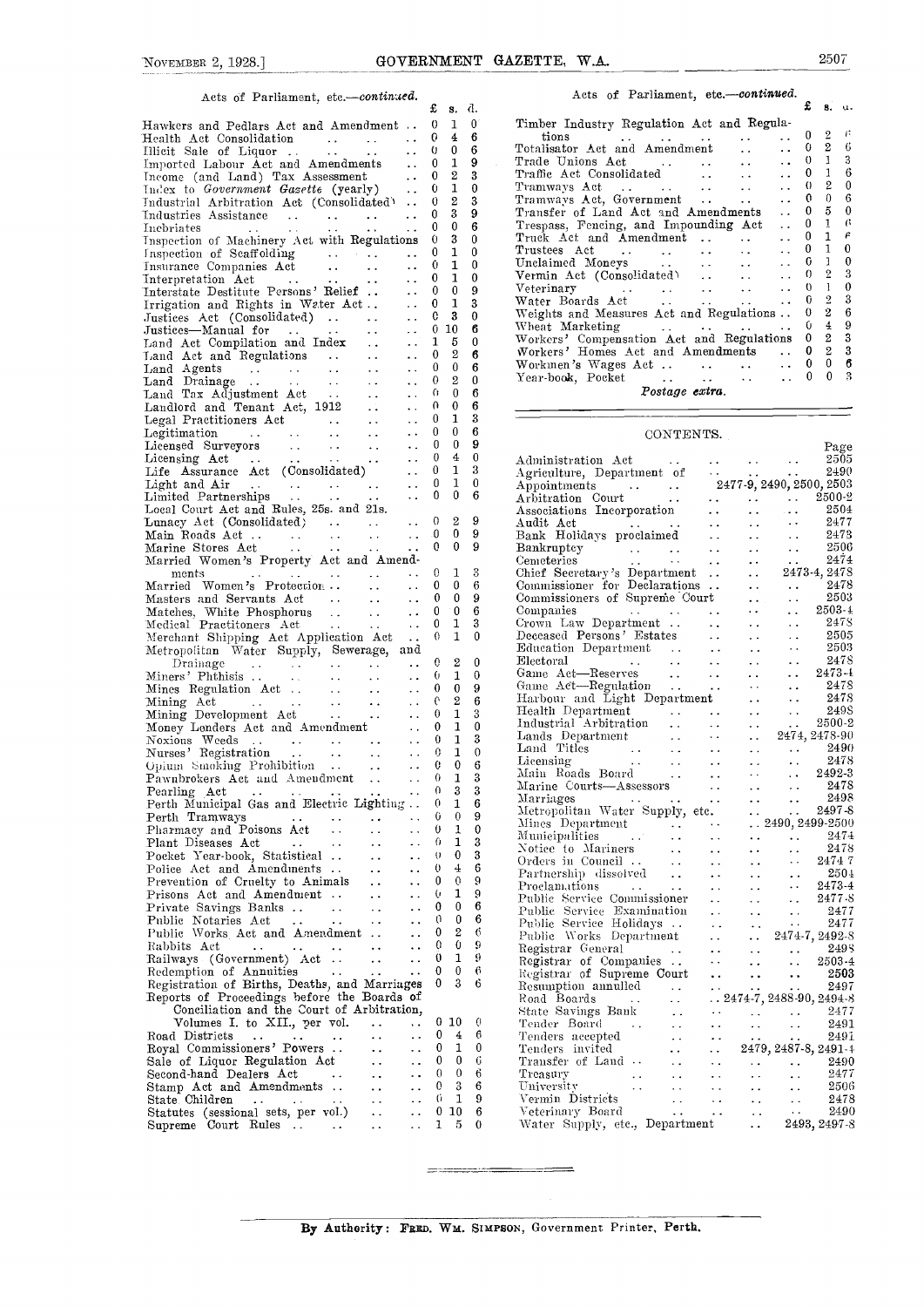Acts of Parliament, etc.—*continued.*

| | £ | s. | d. |
|---|---|---|---|
| Hawkers and Pedlars Act and Amendment | 0 | 1 | 0 |
| Health Act Consolidation | 0 | 4 | 6 |
| Illicit Sale of Liquor | 0 | 0 | 6 |
| Imported Labour Act and Amendments | 0 | 1 | 9 |
| Income (and Land) Tax Assessment | 0 | 2 | 3 |
| Index to *Government Gazette* (yearly) | 0 | 1 | 0 |
| Industrial Arbitration Act (Consolidated) | 0 | 2 | 3 |
| Industries Assistance | 0 | 3 | 9 |
| Inebriates | 0 | 0 | 6 |
| Inspection of Machinery Act with Regulations | 0 | 3 | 0 |
| Inspection of Scaffolding | 0 | 1 | 0 |
| Insurance Companies Act | 0 | 1 | 0 |
| Interpretation Act | 0 | 1 | 0 |
| Interstate Destitute Persons' Relief | 0 | 0 | 9 |
| Irrigation and Rights in Water Act | 0 | 1 | 3 |
| Justices Act (Consolidated) | 0 | 3 | 0 |
| Justices—Manual for | 0 | 10 | 6 |
| Land Act Compilation and Index | 1 | 5 | 0 |
| Land Act and Regulations | 0 | 2 | 6 |
| Land Agents | 0 | 0 | 6 |
| Land Drainage | 0 | 2 | 0 |
| Land Tax Adjustment Act | 0 | 0 | 6 |
| Landlord and Tenant Act, 1912 | 0 | 0 | 6 |
| Legal Practitioners Act | 0 | 1 | 3 |
| Legitimation | 0 | 0 | 6 |
| Licensed Surveyors | 0 | 0 | 9 |
| Licensing Act | 0 | 4 | 0 |
| Life Assurance Act (Consolidated) | 0 | 1 | 3 |
| Light and Air | 0 | 1 | 0 |
| Limited Partnerships | 0 | 0 | 6 |
| Local Court Act and Rules, 25s. and 21s. | | | |
| Lunacy Act (Consolidated) | 0 | 2 | 9 |
| Main Roads Act | 0 | 0 | 9 |
| Marine Stores Act | 0 | 0 | 9 |
| Married Women's Property Act and Amendments | 0 | 1 | 3 |
| Married Women's Protection | 0 | 0 | 6 |
| Masters and Servants Act | 0 | 0 | 9 |
| Matches, White Phosphorus | 0 | 0 | 6 |
| Medical Practitioners Act | 0 | 1 | 3 |
| Merchant Shipping Act Application Act | 0 | 1 | 0 |
| Metropolitan Water Supply, Sewerage, and Drainage | 0 | 2 | 0 |
| Miners' Phthisis | 0 | 1 | 0 |
| Mines Regulation Act | 0 | 0 | 9 |
| Mining Act | 0 | 2 | 6 |
| Mining Development Act | 0 | 1 | 3 |
| Money Lenders Act and Amendment | 0 | 1 | 0 |
| Noxious Weeds | 0 | 1 | 3 |
| Nurses' Registration | 0 | 1 | 0 |
| Opium Smoking Prohibition | 0 | 0 | 6 |
| Pawnbrokers Act and Amendment | 0 | 1 | 3 |
| Pearling Act | 0 | 3 | 3 |
| Perth Municipal Gas and Electric Lighting | 0 | 1 | 6 |
| Perth Tramways | 0 | 0 | 9 |
| Pharmacy and Poisons Act | 0 | 1 | 0 |
| Plant Diseases Act | 0 | 1 | 3 |
| Pocket Year-book, Statistical | 0 | 0 | 3 |
| Police Act and Amendments | 0 | 4 | 6 |
| Prevention of Cruelty to Animals | 0 | 0 | 9 |
| Prisons Act and Amendment | 0 | 1 | 9 |
| Private Savings Banks | 0 | 0 | 6 |
| Public Notaries Act | 0 | 0 | 6 |
| Public Works Act and Amendment | 0 | 2 | 6 |
| Rabbits Act | 0 | 0 | 9 |
| Railways (Government) Act | 0 | 1 | 9 |
| Redemption of Annuities | 0 | 0 | 6 |
| Registration of Births, Deaths, and Marriages | 0 | 3 | 6 |
| Reports of Proceedings before the Boards of Conciliation and the Court of Arbitration, Volumes I. to XII., per vol. | 0 | 10 | 0 |
| Road Districts | 0 | 4 | 6 |
| Royal Commissioners' Powers | 0 | 1 | 0 |
| Sale of Liquor Regulation Act | 0 | 0 | 6 |
| Second-hand Dealers Act | 0 | 0 | 6 |
| Stamp Act and Amendments | 0 | 3 | 6 |
| State Children | 0 | 1 | 9 |
| Statutes (sessional sets, per vol.) | 0 | 10 | 6 |
| Supreme Court Rules | 1 | 5 | 0 |
| Timber Industry Regulation Act and Regulations | 0 | 2 | 6 |
| Totalisator Act and Amendment | 0 | 2 | 6 |
| Trade Unions Act | 0 | 1 | 3 |
| Traffic Act Consolidated | 0 | 1 | 6 |
| Tramways Act | 0 | 2 | 0 |
| Tramways Act, Government | 0 | 0 | 6 |
| Transfer of Land Act and Amendments | 0 | 5 | 0 |
| Trespass, Fencing, and Impounding Act | 0 | 1 | 6 |
| Truck Act and Amendment | 0 | 1 | 6 |
| Trustees Act | 0 | 1 | 0 |
| Unclaimed Moneys | 0 | 1 | 0 |
| Vermin Act (Consolidated) | 0 | 2 | 3 |
| Veterinary | 0 | 1 | 0 |
| Water Boards Act | 0 | 2 | 3 |
| Weights and Measures Act and Regulations | 0 | 2 | 6 |
| Wheat Marketing | 0 | 4 | 9 |
| Workers' Compensation Act and Regulations | 0 | 2 | 3 |
| Workers' Homes Act and Amendments | 0 | 2 | 3 |
| Workmen's Wages Act | 0 | 0 | 6 |
| Year-book, Pocket | 0 | 0 | 3 |

*Postage extra.*

## CONTENTS.

| | Page |
|---|---|
| Administration Act | 2505 |
| Agriculture, Department of | 2490 |
| Appointments | 2477-9, 2490, 2500, 2503 |
| Arbitration Court | 2500-2 |
| Associations Incorporation | 2504 |
| Audit Act | 2477 |
| Bank Holidays proclaimed | 2473 |
| Bankruptcy | 2506 |
| Cemeteries | 2474 |
| Chief Secretary's Department | 2473-4, 2478 |
| Commissioner for Declarations | 2478 |
| Commissioners of Supreme Court | 2503 |
| Companies | 2503-4 |
| Crown Law Department | 2478 |
| Deceased Persons' Estates | 2505 |
| Education Department | 2503 |
| Electoral | 2478 |
| Game Act—Reserves | 2473-4 |
| Game Act—Regulation | 2478 |
| Harbour and Light Department | 2478 |
| Health Department | 2498 |
| Industrial Arbitration | 2500-2 |
| Lands Department | 2474, 2478-90 |
| Land Titles | 2490 |
| Licensing | 2478 |
| Main Roads Board | 2492-3 |
| Marine Courts—Assessors | 2478 |
| Marriages | 2498 |
| Metropolitan Water Supply, etc. | 2497-8 |
| Mines Department | 2490, 2499-2500 |
| Municipalities | 2474 |
| Notice to Mariners | 2478 |
| Orders in Council | 2474-7 |
| Partnership dissolved | 2504 |
| Proclamations | 2473-4 |
| Public Service Commissioner | 2477-8 |
| Public Service Examination | 2477 |
| Public Service Holidays | 2477 |
| Public Works Department | 2474-7, 2492-8 |
| Registrar General | 2498 |
| Registrar of Companies | 2503-4 |
| Registrar of Supreme Court | 2503 |
| Resumption annulled | 2497 |
| Road Boards | 2474-7, 2488-90, 2494-8 |
| State Savings Bank | 2477 |
| Tender Board | 2491 |
| Tenders accepted | 2491 |
| Tenders invited | 2479, 2487-8, 2491-4 |
| Transfer of Land | 2490 |
| Treasury | 2477 |
| University | 2506 |
| Vermin Districts | 2478 |
| Veterinary Board | 2490 |
| Water Supply, etc., Department | 2493, 2497-8 |

By Authority: FRED. WM. SIMPSON, Government Printer, Perth.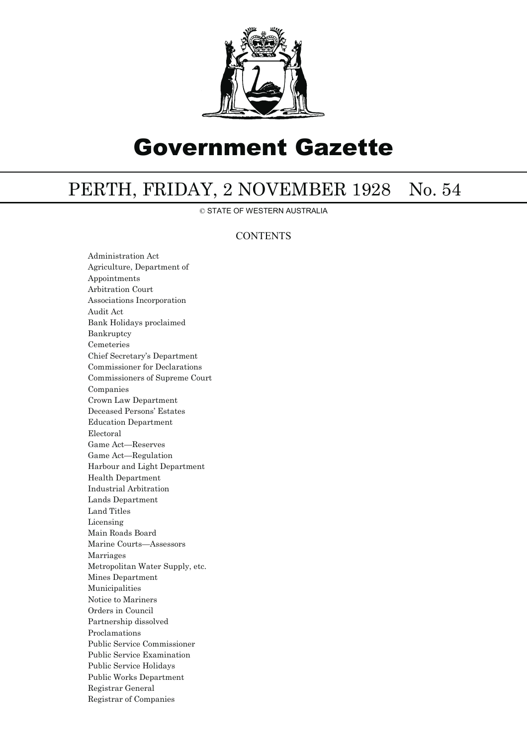# Government Gazette

## PERTH, FRIDAY, 2 NOVEMBER 1928 No. 54

© STATE OF WESTERN AUSTRALIA

### CONTENTS

Administration Act
Agriculture, Department of
Appointments
Arbitration Court
Associations Incorporation
Audit Act
Bank Holidays proclaimed
Bankruptcy
Cemeteries
Chief Secretary's Department
Commissioner for Declarations
Commissioners of Supreme Court
Companies
Crown Law Department
Deceased Persons' Estates
Education Department
Electoral
Game Act—Reserves
Game Act—Regulation
Harbour and Light Department
Health Department
Industrial Arbitration
Lands Department
Land Titles
Licensing
Main Roads Board
Marine Courts—Assessors
Marriages
Metropolitan Water Supply, etc.
Mines Department
Municipalities
Notice to Mariners
Orders in Council
Partnership dissolved
Proclamations
Public Service Commissioner
Public Service Examination
Public Service Holidays
Public Works Department
Registrar General
Registrar of Companies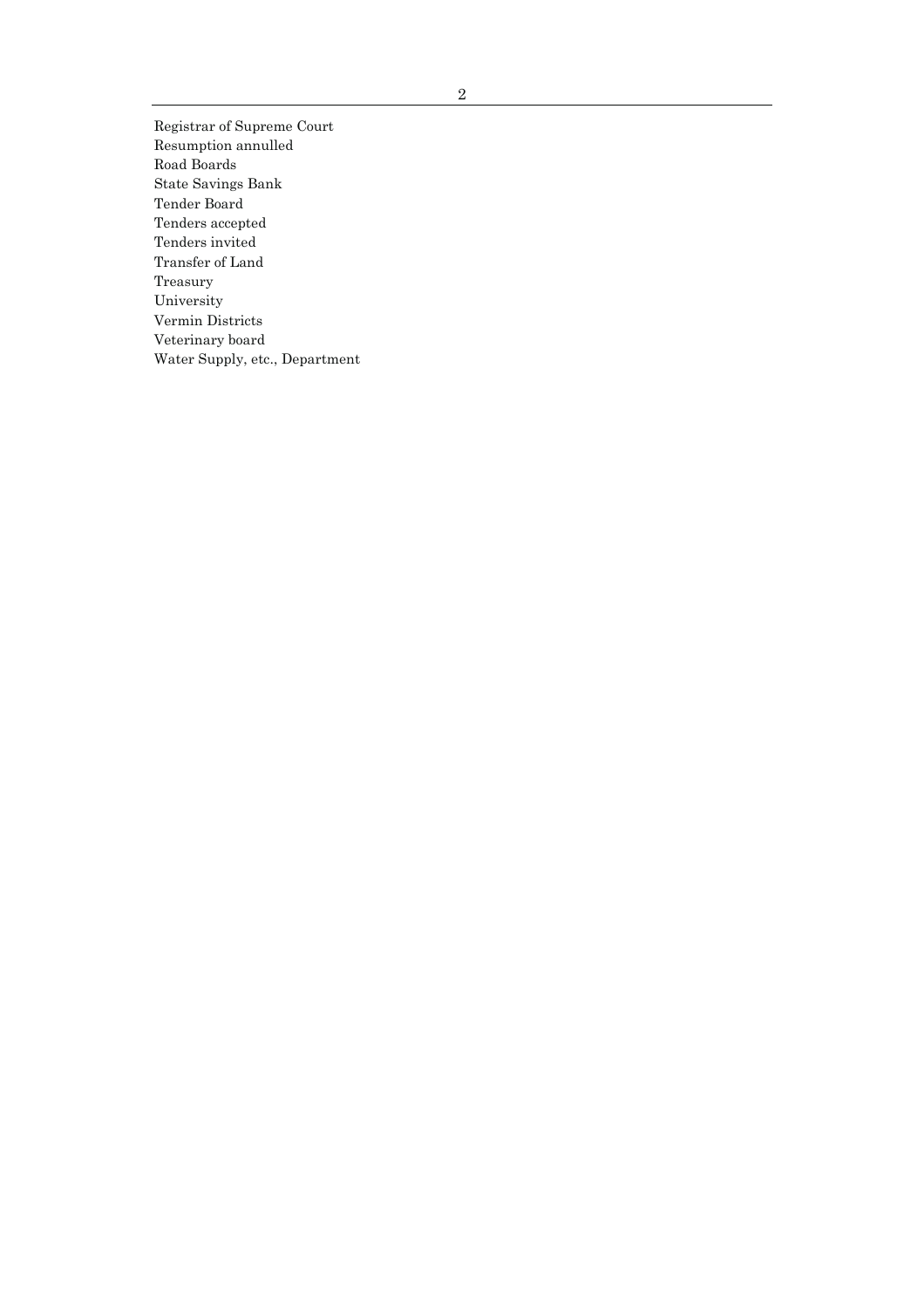Registrar of Supreme Court
Resumption annulled
Road Boards
State Savings Bank
Tender Board
Tenders accepted
Tenders invited
Transfer of Land
Treasury
University
Vermin Districts
Veterinary board
Water Supply, etc., Department